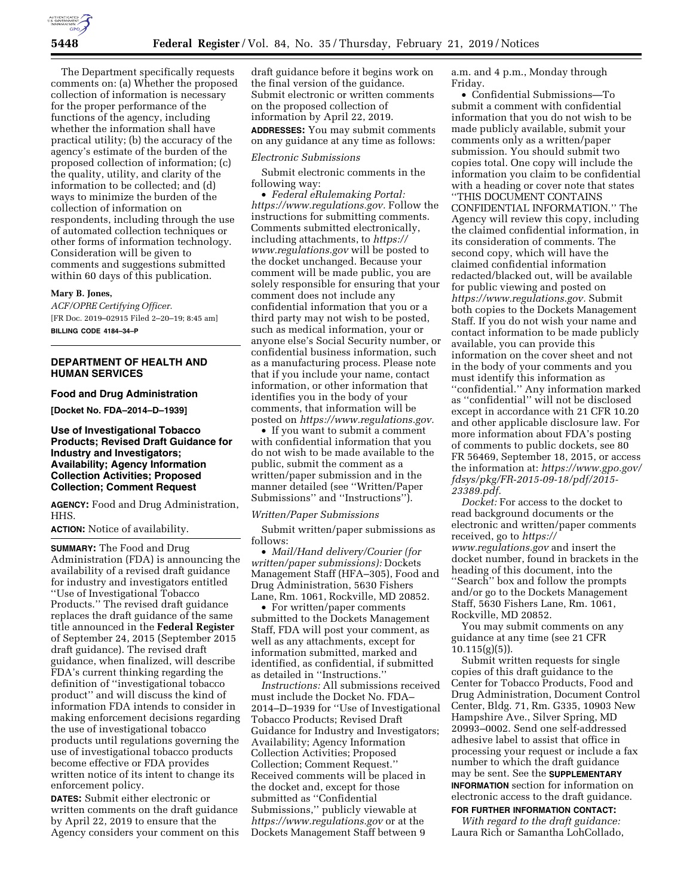The Department specifically requests comments on: (a) Whether the proposed collection of information is necessary for the proper performance of the functions of the agency, including whether the information shall have practical utility; (b) the accuracy of the agency's estimate of the burden of the proposed collection of information; (c) the quality, utility, and clarity of the information to be collected; and (d) ways to minimize the burden of the collection of information on respondents, including through the use of automated collection techniques or other forms of information technology. Consideration will be given to comments and suggestions submitted within 60 days of this publication.

**Mary B. Jones,**

*ACF/OPRE Certifying Officer.*

[FR Doc. 2019–02915 Filed 2–20–19; 8:45 am]

**BILLING CODE 4184–34–P**

## DEPARTMENT OF HEALTH AND HUMAN SERVICES

### Food and Drug Administration

**[Docket No. FDA–2014–D–1939]**

### Use of Investigational Tobacco Products; Revised Draft Guidance for Industry and Investigators; Availability; Agency Information Collection Activities; Proposed Collection; Comment Request

**AGENCY:** Food and Drug Administration, HHS.

**ACTION:** Notice of availability.

**SUMMARY:** The Food and Drug Administration (FDA) is announcing the availability of a revised draft guidance for industry and investigators entitled ''Use of Investigational Tobacco Products.'' The revised draft guidance replaces the draft guidance of the same title announced in the **Federal Register** of September 24, 2015 (September 2015 draft guidance). The revised draft guidance, when finalized, will describe FDA's current thinking regarding the definition of ''investigational tobacco product'' and will discuss the kind of information FDA intends to consider in making enforcement decisions regarding the use of investigational tobacco products until regulations governing the use of investigational tobacco products become effective or FDA provides written notice of its intent to change its enforcement policy.

**DATES:** Submit either electronic or written comments on the draft guidance by April 22, 2019 to ensure that the Agency considers your comment on this draft guidance before it begins work on the final version of the guidance. Submit electronic or written comments on the proposed collection of information by April 22, 2019.

**ADDRESSES:** You may submit comments on any guidance at any time as follows:

*Electronic Submissions*

Submit electronic comments in the following way:

- *Federal eRulemaking Portal: https://www.regulations.gov.* Follow the instructions for submitting comments. Comments submitted electronically, including attachments, to *https://www.regulations.gov* will be posted to the docket unchanged. Because your comment will be made public, you are solely responsible for ensuring that your comment does not include any confidential information that you or a third party may not wish to be posted, such as medical information, your or anyone else's Social Security number, or confidential business information, such as a manufacturing process. Please note that if you include your name, contact information, or other information that identifies you in the body of your comments, that information will be posted on *https://www.regulations.gov.*
- If you want to submit a comment with confidential information that you do not wish to be made available to the public, submit the comment as a written/paper submission and in the manner detailed (see ''Written/Paper Submissions'' and ''Instructions'').

*Written/Paper Submissions*

Submit written/paper submissions as follows:

- *Mail/Hand delivery/Courier (for written/paper submissions):* Dockets Management Staff (HFA–305), Food and Drug Administration, 5630 Fishers Lane, Rm. 1061, Rockville, MD 20852.
- For written/paper comments submitted to the Dockets Management Staff, FDA will post your comment, as well as any attachments, except for information submitted, marked and identified, as confidential, if submitted as detailed in ''Instructions.''

*Instructions:* All submissions received must include the Docket No. FDA–2014–D–1939 for ''Use of Investigational Tobacco Products; Revised Draft Guidance for Industry and Investigators; Availability; Agency Information Collection Activities; Proposed Collection; Comment Request.'' Received comments will be placed in the docket and, except for those submitted as ''Confidential Submissions,'' publicly viewable at *https://www.regulations.gov* or at the Dockets Management Staff between 9 a.m. and 4 p.m., Monday through Friday.

- Confidential Submissions—To submit a comment with confidential information that you do not wish to be made publicly available, submit your comments only as a written/paper submission. You should submit two copies total. One copy will include the information you claim to be confidential with a heading or cover note that states ''THIS DOCUMENT CONTAINS CONFIDENTIAL INFORMATION.'' The Agency will review this copy, including the claimed confidential information, in its consideration of comments. The second copy, which will have the claimed confidential information redacted/blacked out, will be available for public viewing and posted on *https://www.regulations.gov.* Submit both copies to the Dockets Management Staff. If you do not wish your name and contact information to be made publicly available, you can provide this information on the cover sheet and not in the body of your comments and you must identify this information as ''confidential.'' Any information marked as ''confidential'' will not be disclosed except in accordance with 21 CFR 10.20 and other applicable disclosure law. For more information about FDA's posting of comments to public dockets, see 80 FR 56469, September 18, 2015, or access the information at: *https://www.gpo.gov/fdsys/pkg/FR-2015-09-18/pdf/2015-23389.pdf.*

*Docket:* For access to the docket to read background documents or the electronic and written/paper comments received, go to *https://www.regulations.gov* and insert the docket number, found in brackets in the heading of this document, into the ''Search'' box and follow the prompts and/or go to the Dockets Management Staff, 5630 Fishers Lane, Rm. 1061, Rockville, MD 20852.

You may submit comments on any guidance at any time (see 21 CFR 10.115(g)(5)).

Submit written requests for single copies of this draft guidance to the Center for Tobacco Products, Food and Drug Administration, Document Control Center, Bldg. 71, Rm. G335, 10903 New Hampshire Ave., Silver Spring, MD 20993–0002. Send one self-addressed adhesive label to assist that office in processing your request or include a fax number to which the draft guidance may be sent. See the **SUPPLEMENTARY INFORMATION** section for information on electronic access to the draft guidance.

**FOR FURTHER INFORMATION CONTACT:**

*With regard to the draft guidance:* Laura Rich or Samantha LohCollado,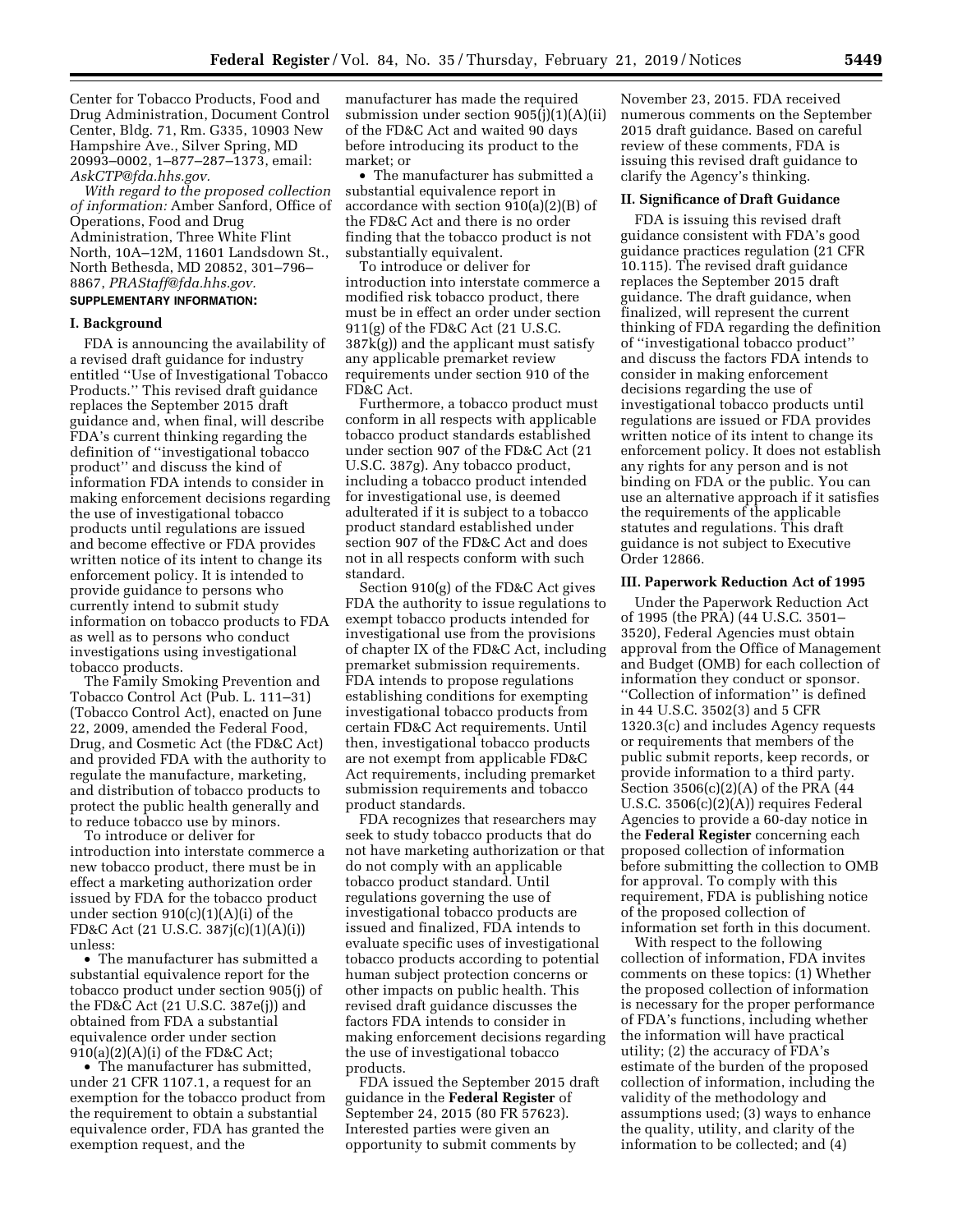Center for Tobacco Products, Food and Drug Administration, Document Control Center, Bldg. 71, Rm. G335, 10903 New Hampshire Ave., Silver Spring, MD 20993–0002, 1–877–287–1373, email: *AskCTP@fda.hhs.gov.*

*With regard to the proposed collection of information:* Amber Sanford, Office of Operations, Food and Drug Administration, Three White Flint North, 10A–12M, 11601 Landsdown St., North Bethesda, MD 20852, 301–796–8867, *PRAStaff@fda.hhs.gov.*

**SUPPLEMENTARY INFORMATION:**

## I. Background

FDA is announcing the availability of a revised draft guidance for industry entitled ''Use of Investigational Tobacco Products.'' This revised draft guidance replaces the September 2015 draft guidance and, when final, will describe FDA's current thinking regarding the definition of ''investigational tobacco product'' and discuss the kind of information FDA intends to consider in making enforcement decisions regarding the use of investigational tobacco products until regulations are issued and become effective or FDA provides written notice of its intent to change its enforcement policy. It is intended to provide guidance to persons who currently intend to submit study information on tobacco products to FDA as well as to persons who conduct investigations using investigational tobacco products.

The Family Smoking Prevention and Tobacco Control Act (Pub. L. 111–31) (Tobacco Control Act), enacted on June 22, 2009, amended the Federal Food, Drug, and Cosmetic Act (the FD&C Act) and provided FDA with the authority to regulate the manufacture, marketing, and distribution of tobacco products to protect the public health generally and to reduce tobacco use by minors.

To introduce or deliver for introduction into interstate commerce a new tobacco product, there must be in effect a marketing authorization order issued by FDA for the tobacco product under section 910(c)(1)(A)(i) of the FD&C Act (21 U.S.C. 387j(c)(1)(A)(i)) unless:

- The manufacturer has submitted a substantial equivalence report for the tobacco product under section 905(j) of the FD&C Act (21 U.S.C. 387e(j)) and obtained from FDA a substantial equivalence order under section 910(a)(2)(A)(i) of the FD&C Act;
- The manufacturer has submitted, under 21 CFR 1107.1, a request for an exemption for the tobacco product from the requirement to obtain a substantial equivalence order, FDA has granted the exemption request, and the manufacturer has made the required submission under section 905(j)(1)(A)(ii) of the FD&C Act and waited 90 days before introducing its product to the market; or
- The manufacturer has submitted a substantial equivalence report in accordance with section 910(a)(2)(B) of the FD&C Act and there is no order finding that the tobacco product is not substantially equivalent.

To introduce or deliver for introduction into interstate commerce a modified risk tobacco product, there must be in effect an order under section 911(g) of the FD&C Act (21 U.S.C. 387k(g)) and the applicant must satisfy any applicable premarket review requirements under section 910 of the FD&C Act.

Furthermore, a tobacco product must conform in all respects with applicable tobacco product standards established under section 907 of the FD&C Act (21 U.S.C. 387g). Any tobacco product, including a tobacco product intended for investigational use, is deemed adulterated if it is subject to a tobacco product standard established under section 907 of the FD&C Act and does not in all respects conform with such standard.

Section 910(g) of the FD&C Act gives FDA the authority to issue regulations to exempt tobacco products intended for investigational use from the provisions of chapter IX of the FD&C Act, including premarket submission requirements. FDA intends to propose regulations establishing conditions for exempting investigational tobacco products from certain FD&C Act requirements. Until then, investigational tobacco products are not exempt from applicable FD&C Act requirements, including premarket submission requirements and tobacco product standards.

FDA recognizes that researchers may seek to study tobacco products that do not have marketing authorization or that do not comply with an applicable tobacco product standard. Until regulations governing the use of investigational tobacco products are issued and finalized, FDA intends to evaluate specific uses of investigational tobacco products according to potential human subject protection concerns or other impacts on public health. This revised draft guidance discusses the factors FDA intends to consider in making enforcement decisions regarding the use of investigational tobacco products.

FDA issued the September 2015 draft guidance in the **Federal Register** of September 24, 2015 (80 FR 57623). Interested parties were given an opportunity to submit comments by November 23, 2015. FDA received numerous comments on the September 2015 draft guidance. Based on careful review of these comments, FDA is issuing this revised draft guidance to clarify the Agency's thinking.

## II. Significance of Draft Guidance

FDA is issuing this revised draft guidance consistent with FDA's good guidance practices regulation (21 CFR 10.115). The revised draft guidance replaces the September 2015 draft guidance. The draft guidance, when finalized, will represent the current thinking of FDA regarding the definition of ''investigational tobacco product'' and discuss the factors FDA intends to consider in making enforcement decisions regarding the use of investigational tobacco products until regulations are issued or FDA provides written notice of its intent to change its enforcement policy. It does not establish any rights for any person and is not binding on FDA or the public. You can use an alternative approach if it satisfies the requirements of the applicable statutes and regulations. This draft guidance is not subject to Executive Order 12866.

## III. Paperwork Reduction Act of 1995

Under the Paperwork Reduction Act of 1995 (the PRA) (44 U.S.C. 3501–3520), Federal Agencies must obtain approval from the Office of Management and Budget (OMB) for each collection of information they conduct or sponsor. ''Collection of information'' is defined in 44 U.S.C. 3502(3) and 5 CFR 1320.3(c) and includes Agency requests or requirements that members of the public submit reports, keep records, or provide information to a third party. Section 3506(c)(2)(A) of the PRA (44 U.S.C. 3506(c)(2)(A)) requires Federal Agencies to provide a 60-day notice in the **Federal Register** concerning each proposed collection of information before submitting the collection to OMB for approval. To comply with this requirement, FDA is publishing notice of the proposed collection of information set forth in this document.

With respect to the following collection of information, FDA invites comments on these topics: (1) Whether the proposed collection of information is necessary for the proper performance of FDA's functions, including whether the information will have practical utility; (2) the accuracy of FDA's estimate of the burden of the proposed collection of information, including the validity of the methodology and assumptions used; (3) ways to enhance the quality, utility, and clarity of the information to be collected; and (4)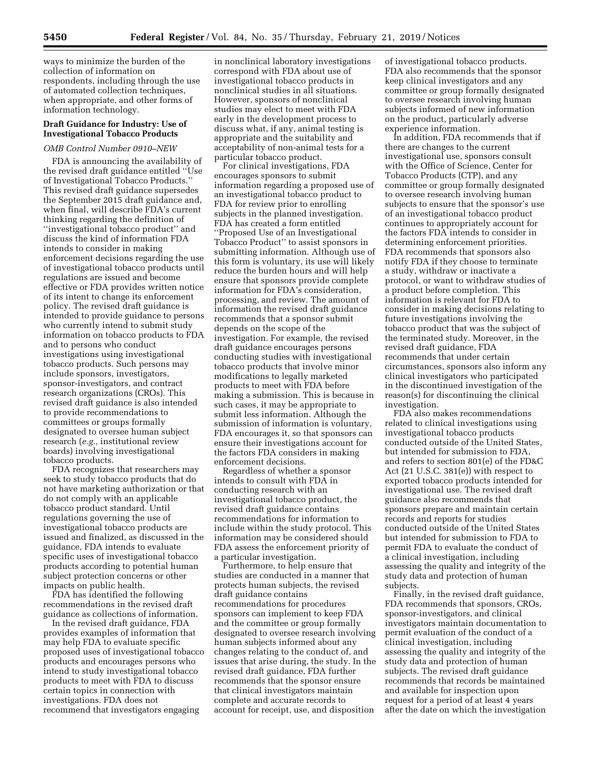ways to minimize the burden of the collection of information on respondents, including through the use of automated collection techniques, when appropriate, and other forms of information technology.

### Draft Guidance for Industry: Use of Investigational Tobacco Products

*OMB Control Number 0910–NEW*

FDA is announcing the availability of the revised draft guidance entitled ''Use of Investigational Tobacco Products.'' This revised draft guidance supersedes the September 2015 draft guidance and, when final, will describe FDA's current thinking regarding the definition of ''investigational tobacco product'' and discuss the kind of information FDA intends to consider in making enforcement decisions regarding the use of investigational tobacco products until regulations are issued and become effective or FDA provides written notice of its intent to change its enforcement policy. The revised draft guidance is intended to provide guidance to persons who currently intend to submit study information on tobacco products to FDA and to persons who conduct investigations using investigational tobacco products. Such persons may include sponsors, investigators, sponsor-investigators, and contract research organizations (CROs). This revised draft guidance is also intended to provide recommendations to committees or groups formally designated to oversee human subject research (*e.g.,* institutional review boards) involving investigational tobacco products.

FDA recognizes that researchers may seek to study tobacco products that do not have marketing authorization or that do not comply with an applicable tobacco product standard. Until regulations governing the use of investigational tobacco products are issued and finalized, as discussed in the guidance, FDA intends to evaluate specific uses of investigational tobacco products according to potential human subject protection concerns or other impacts on public health.

FDA has identified the following recommendations in the revised draft guidance as collections of information.

In the revised draft guidance, FDA provides examples of information that may help FDA to evaluate specific proposed uses of investigational tobacco products and encourages persons who intend to study investigational tobacco products to meet with FDA to discuss certain topics in connection with investigations. FDA does not recommend that investigators engaging in nonclinical laboratory investigations correspond with FDA about use of investigational tobacco products in nonclinical studies in all situations. However, sponsors of nonclinical studies may elect to meet with FDA early in the development process to discuss what, if any, animal testing is appropriate and the suitability and acceptability of non-animal tests for a particular tobacco product.

For clinical investigations, FDA encourages sponsors to submit information regarding a proposed use of an investigational tobacco product to FDA for review prior to enrolling subjects in the planned investigation. FDA has created a form entitled ''Proposed Use of an Investigational Tobacco Product'' to assist sponsors in submitting information. Although use of this form is voluntary, its use will likely reduce the burden hours and will help ensure that sponsors provide complete information for FDA's consideration, processing, and review. The amount of information the revised draft guidance recommends that a sponsor submit depends on the scope of the investigation. For example, the revised draft guidance encourages persons conducting studies with investigational tobacco products that involve minor modifications to legally marketed products to meet with FDA before making a submission. This is because in such cases, it may be appropriate to submit less information. Although the submission of information is voluntary, FDA encourages it, so that sponsors can ensure their investigations account for the factors FDA considers in making enforcement decisions.

Regardless of whether a sponsor intends to consult with FDA in conducting research with an investigational tobacco product, the revised draft guidance contains recommendations for information to include within the study protocol. This information may be considered should FDA assess the enforcement priority of a particular investigation.

Furthermore, to help ensure that studies are conducted in a manner that protects human subjects, the revised draft guidance contains recommendations for procedures sponsors can implement to keep FDA and the committee or group formally designated to oversee research involving human subjects informed about any changes relating to the conduct of, and issues that arise during, the study. In the revised draft guidance, FDA further recommends that the sponsor ensure that clinical investigators maintain complete and accurate records to account for receipt, use, and disposition of investigational tobacco products. FDA also recommends that the sponsor keep clinical investigators and any committee or group formally designated to oversee research involving human subjects informed of new information on the product, particularly adverse experience information.

In addition, FDA recommends that if there are changes to the current investigational use, sponsors consult with the Office of Science, Center for Tobacco Products (CTP), and any committee or group formally designated to oversee research involving human subjects to ensure that the sponsor's use of an investigational tobacco product continues to appropriately account for the factors FDA intends to consider in determining enforcement priorities. FDA recommends that sponsors also notify FDA if they choose to terminate a study, withdraw or inactivate a protocol, or want to withdraw studies of a product before completion. This information is relevant for FDA to consider in making decisions relating to future investigations involving the tobacco product that was the subject of the terminated study. Moreover, in the revised draft guidance, FDA recommends that under certain circumstances, sponsors also inform any clinical investigators who participated in the discontinued investigation of the reason(s) for discontinuing the clinical investigation.

FDA also makes recommendations related to clinical investigations using investigational tobacco products conducted outside of the United States, but intended for submission to FDA, and refers to section 801(e) of the FD&C Act (21 U.S.C. 381(e)) with respect to exported tobacco products intended for investigational use. The revised draft guidance also recommends that sponsors prepare and maintain certain records and reports for studies conducted outside of the United States but intended for submission to FDA to permit FDA to evaluate the conduct of a clinical investigation, including assessing the quality and integrity of the study data and protection of human subjects.

Finally, in the revised draft guidance, FDA recommends that sponsors, CROs, sponsor-investigators, and clinical investigators maintain documentation to permit evaluation of the conduct of a clinical investigation, including assessing the quality and integrity of the study data and protection of human subjects. The revised draft guidance recommends that records be maintained and available for inspection upon request for a period of at least 4 years after the date on which the investigation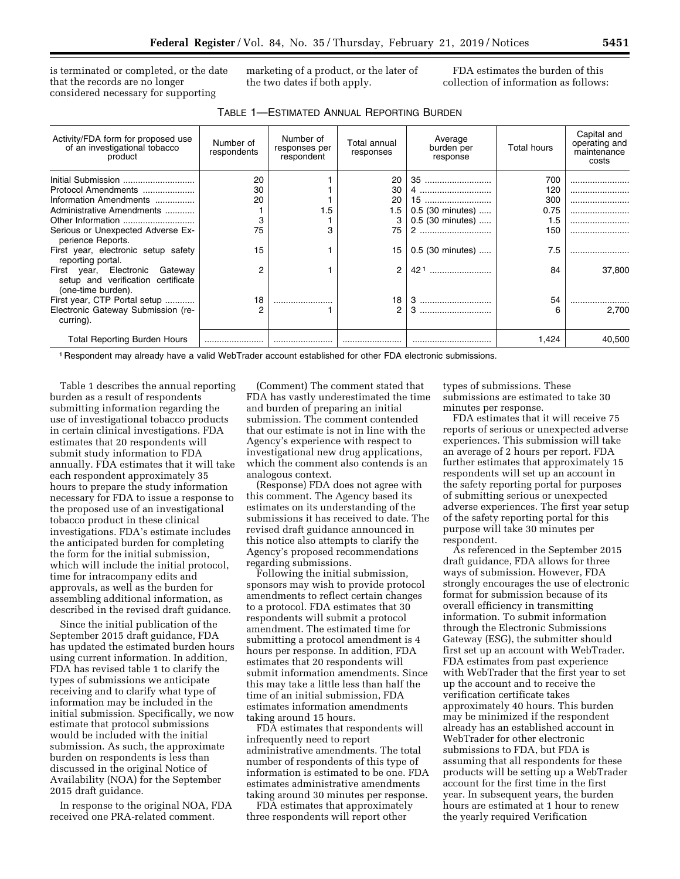is terminated or completed, or the date that the records are no longer considered necessary for supporting marketing of a product, or the later of the two dates if both apply.

FDA estimates the burden of this collection of information as follows:

TABLE 1—ESTIMATED ANNUAL REPORTING BURDEN

| Activity/FDA form for proposed use of an investigational tobacco product | Number of respondents | Number of responses per respondent | Total annual responses | Average burden per response | Total hours | Capital and operating and maintenance costs |
|---|---|---|---|---|---|---|
| Initial Submission | 20 | 1 | 20 | 35 | 700 | |
| Protocol Amendments | 30 | 1 | 30 | 4 | 120 | |
| Information Amendments | 20 | 1 | 20 | 15 | 300 | |
| Administrative Amendments | 1 | 1.5 | 1.5 | 0.5 (30 minutes) | 0.75 | |
| Other Information | 3 | 1 | 3 | 0.5 (30 minutes) | 1.5 | |
| Serious or Unexpected Adverse Experience Reports. | 75 | 3 | 75 | 2 | 150 | |
| First year, electronic setup safety reporting portal. | 15 | 1 | 15 | 0.5 (30 minutes) | 7.5 | |
| First year, Electronic Gateway setup and verification certificate (one-time burden). | 2 | 1 | 2 | 42 [1] | 84 | 37,800 |
| First year, CTP Portal setup | 18 | | 18 | 3 | 54 | |
| Electronic Gateway Submission (recurring). | 2 | 1 | 2 | 3 | 6 | 2,700 |
| Total Reporting Burden Hours | | | | | 1,424 | 40,500 |

[1] Respondent may already have a valid WebTrader account established for other FDA electronic submissions.

Table 1 describes the annual reporting burden as a result of respondents submitting information regarding the use of investigational tobacco products in certain clinical investigations. FDA estimates that 20 respondents will submit study information to FDA annually. FDA estimates that it will take each respondent approximately 35 hours to prepare the study information necessary for FDA to issue a response to the proposed use of an investigational tobacco product in these clinical investigations. FDA's estimate includes the anticipated burden for completing the form for the initial submission, which will include the initial protocol, time for intracompany edits and approvals, as well as the burden for assembling additional information, as described in the revised draft guidance.

Since the initial publication of the September 2015 draft guidance, FDA has updated the estimated burden hours using current information. In addition, FDA has revised table 1 to clarify the types of submissions we anticipate receiving and to clarify what type of information may be included in the initial submission. Specifically, we now estimate that protocol submissions would be included with the initial submission. As such, the approximate burden on respondents is less than discussed in the original Notice of Availability (NOA) for the September 2015 draft guidance.

In response to the original NOA, FDA received one PRA-related comment.

(Comment) The comment stated that FDA has vastly underestimated the time and burden of preparing an initial submission. The comment contended that our estimate is not in line with the Agency's experience with respect to investigational new drug applications, which the comment also contends is an analogous context.

(Response) FDA does not agree with this comment. The Agency based its estimates on its understanding of the submissions it has received to date. The revised draft guidance announced in this notice also attempts to clarify the Agency's proposed recommendations regarding submissions.

Following the initial submission, sponsors may wish to provide protocol amendments to reflect certain changes to a protocol. FDA estimates that 30 respondents will submit a protocol amendment. The estimated time for submitting a protocol amendment is 4 hours per response. In addition, FDA estimates that 20 respondents will submit information amendments. Since this may take a little less than half the time of an initial submission, FDA estimates information amendments taking around 15 hours.

FDA estimates that respondents will infrequently need to report administrative amendments. The total number of respondents of this type of information is estimated to be one. FDA estimates administrative amendments taking around 30 minutes per response.

FDA estimates that approximately three respondents will report other types of submissions. These submissions are estimated to take 30 minutes per response.

FDA estimates that it will receive 75 reports of serious or unexpected adverse experiences. This submission will take an average of 2 hours per report. FDA further estimates that approximately 15 respondents will set up an account in the safety reporting portal for purposes of submitting serious or unexpected adverse experiences. The first year setup of the safety reporting portal for this purpose will take 30 minutes per respondent.

As referenced in the September 2015 draft guidance, FDA allows for three ways of submission. However, FDA strongly encourages the use of electronic format for submission because of its overall efficiency in transmitting information. To submit information through the Electronic Submissions Gateway (ESG), the submitter should first set up an account with WebTrader. FDA estimates from past experience with WebTrader that the first year to set up the account and to receive the verification certificate takes approximately 40 hours. This burden may be minimized if the respondent already has an established account in WebTrader for other electronic submissions to FDA, but FDA is assuming that all respondents for these products will be setting up a WebTrader account for the first time in the first year. In subsequent years, the burden hours are estimated at 1 hour to renew the yearly required Verification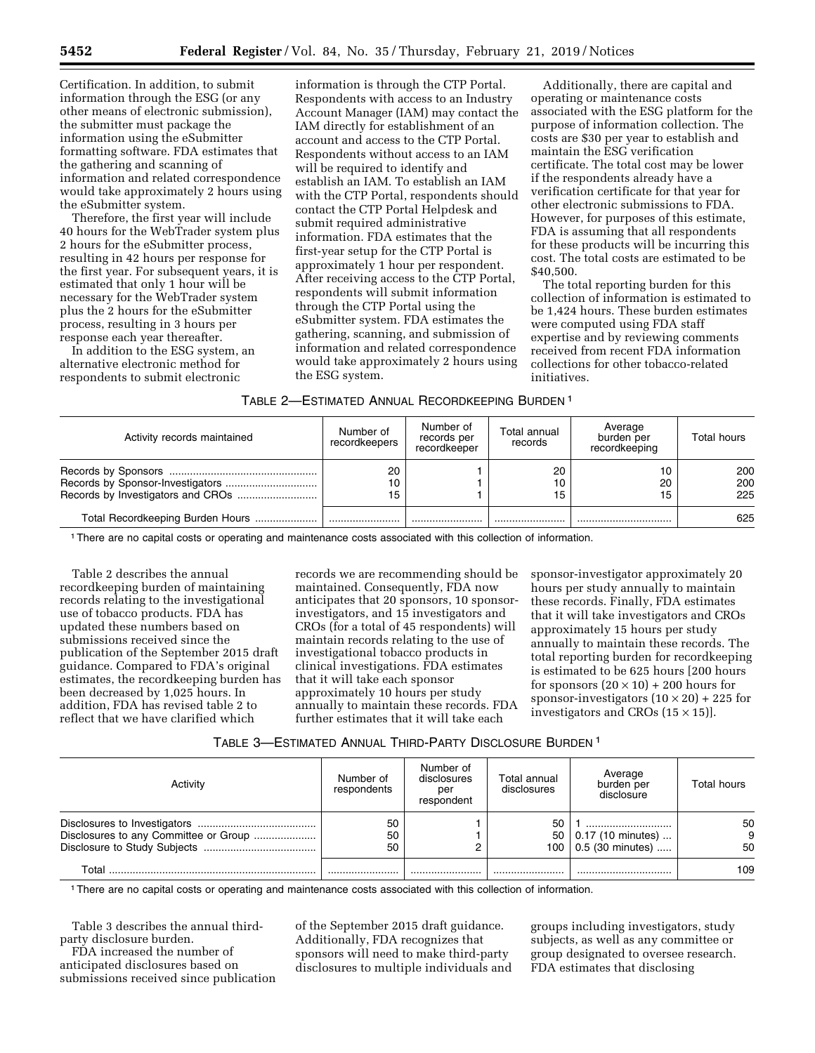Certification. In addition, to submit information through the ESG (or any other means of electronic submission), the submitter must package the information using the eSubmitter formatting software. FDA estimates that the gathering and scanning of information and related correspondence would take approximately 2 hours using the eSubmitter system.

Therefore, the first year will include 40 hours for the WebTrader system plus 2 hours for the eSubmitter process, resulting in 42 hours per response for the first year. For subsequent years, it is estimated that only 1 hour will be necessary for the WebTrader system plus the 2 hours for the eSubmitter process, resulting in 3 hours per response each year thereafter.

In addition to the ESG system, an alternative electronic method for respondents to submit electronic information is through the CTP Portal. Respondents with access to an Industry Account Manager (IAM) may contact the IAM directly for establishment of an account and access to the CTP Portal. Respondents without access to an IAM will be required to identify and establish an IAM. To establish an IAM with the CTP Portal, respondents should contact the CTP Portal Helpdesk and submit required administrative information. FDA estimates that the first-year setup for the CTP Portal is approximately 1 hour per respondent. After receiving access to the CTP Portal, respondents will submit information through the CTP Portal using the eSubmitter system. FDA estimates the gathering, scanning, and submission of information and related correspondence would take approximately 2 hours using the ESG system.

Additionally, there are capital and operating or maintenance costs associated with the ESG platform for the purpose of information collection. The costs are $30 per year to establish and maintain the ESG verification certificate. The total cost may be lower if the respondents already have a verification certificate for that year for other electronic submissions to FDA. However, for purposes of this estimate, FDA is assuming that all respondents for these products will be incurring this cost. The total costs are estimated to be $40,500.

The total reporting burden for this collection of information is estimated to be 1,424 hours. These burden estimates were computed using FDA staff expertise and by reviewing comments received from recent FDA information collections for other tobacco-related initiatives.

TABLE 2—ESTIMATED ANNUAL RECORDKEEPING BURDEN [1]

| Activity records maintained | Number of recordkeepers | Number of records per recordkeeper | Total annual records | Average burden per recordkeeping | Total hours |
|---|---|---|---|---|---|
| Records by Sponsors | 20 | 1 | 20 | 10 | 200 |
| Records by Sponsor-Investigators | 10 | 1 | 10 | 20 | 200 |
| Records by Investigators and CROs | 15 | 1 | 15 | 15 | 225 |
| Total Recordkeeping Burden Hours | | | | | 625 |

[1] There are no capital costs or operating and maintenance costs associated with this collection of information.

Table 2 describes the annual recordkeeping burden of maintaining records relating to the investigational use of tobacco products. FDA has updated these numbers based on submissions received since the publication of the September 2015 draft guidance. Compared to FDA's original estimates, the recordkeeping burden has been decreased by 1,025 hours. In addition, FDA has revised table 2 to reflect that we have clarified which records we are recommending should be maintained. Consequently, FDA now anticipates that 20 sponsors, 10 sponsor-investigators, and 15 investigators and CROs (for a total of 45 respondents) will maintain records relating to the use of investigational tobacco products in clinical investigations. FDA estimates that it will take each sponsor approximately 10 hours per study annually to maintain these records. FDA further estimates that it will take each sponsor-investigator approximately 20 hours per study annually to maintain these records. Finally, FDA estimates that it will take investigators and CROs approximately 15 hours per study annually to maintain these records. The total reporting burden for recordkeeping is estimated to be 625 hours [200 hours for sponsors $(20 \times 10)$ + 200 hours for sponsor-investigators $(10 \times 20)$ + 225 for investigators and CROs $(15 \times 15)$].

TABLE 3—ESTIMATED ANNUAL THIRD-PARTY DISCLOSURE BURDEN [1]

| Activity | Number of respondents | Number of disclosures per respondent | Total annual disclosures | Average burden per disclosure | Total hours |
|---|---|---|---|---|---|
| Disclosures to Investigators | 50 | 1 | 50 | 1 | 50 |
| Disclosures to any Committee or Group | 50 | 1 | 50 | 0.17 (10 minutes) | 9 |
| Disclosure to Study Subjects | 50 | 2 | 100 | 0.5 (30 minutes) | 50 |
| Total | | | | | 109 |

[1] There are no capital costs or operating and maintenance costs associated with this collection of information.

Table 3 describes the annual third-party disclosure burden.

FDA increased the number of anticipated disclosures based on submissions received since publication of the September 2015 draft guidance. Additionally, FDA recognizes that sponsors will need to make third-party disclosures to multiple individuals and groups including investigators, study subjects, as well as any committee or group designated to oversee research. FDA estimates that disclosing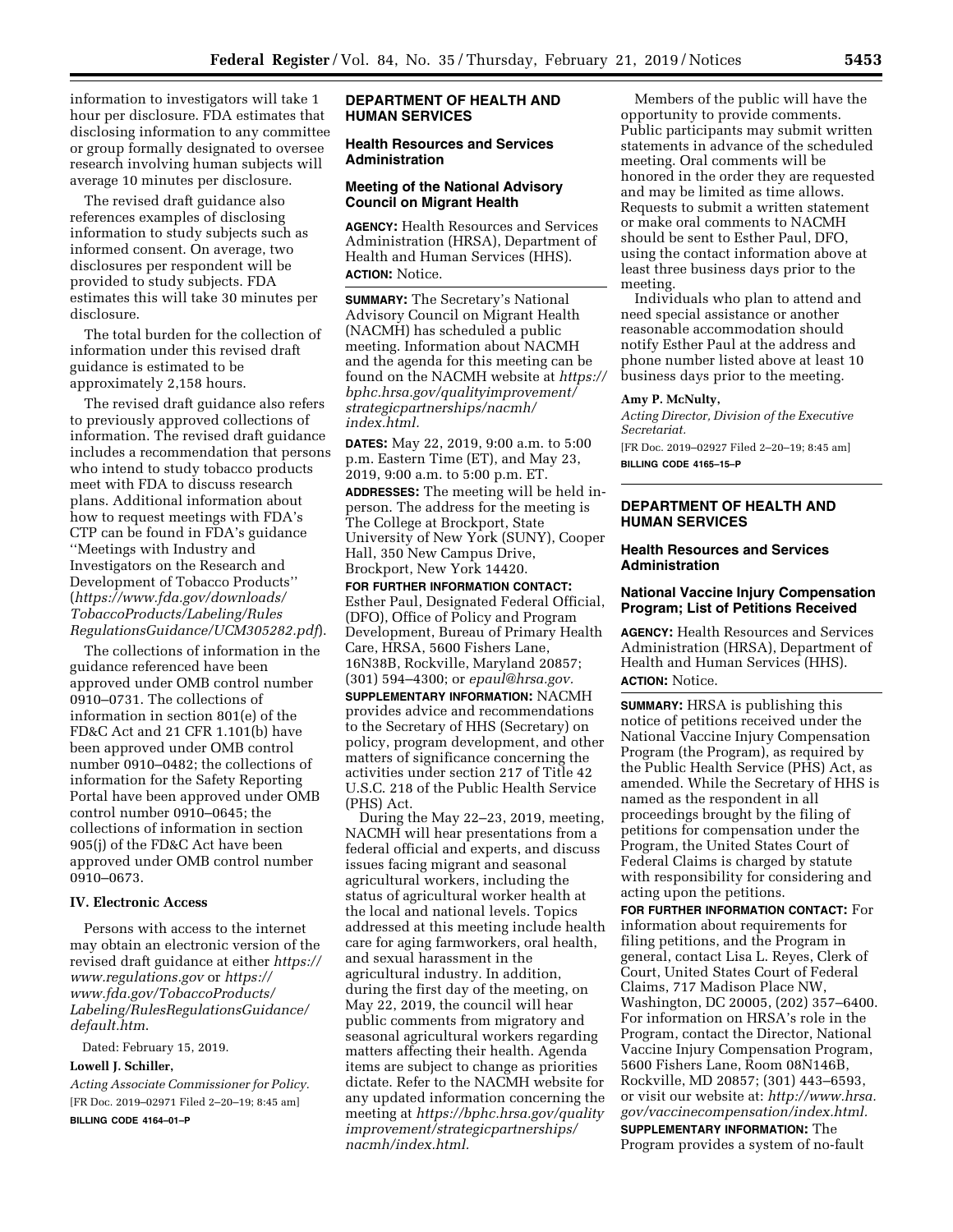information to investigators will take 1 hour per disclosure. FDA estimates that disclosing information to any committee or group formally designated to oversee research involving human subjects will average 10 minutes per disclosure.

The revised draft guidance also references examples of disclosing information to study subjects such as informed consent. On average, two disclosures per respondent will be provided to study subjects. FDA estimates this will take 30 minutes per disclosure.

The total burden for the collection of information under this revised draft guidance is estimated to be approximately 2,158 hours.

The revised draft guidance also refers to previously approved collections of information. The revised draft guidance includes a recommendation that persons who intend to study tobacco products meet with FDA to discuss research plans. Additional information about how to request meetings with FDA's CTP can be found in FDA's guidance ''Meetings with Industry and Investigators on the Research and Development of Tobacco Products'' (*https://www.fda.gov/downloads/TobaccoProducts/Labeling/RulesRegulationsGuidance/UCM305282.pdf*).

The collections of information in the guidance referenced have been approved under OMB control number 0910–0731. The collections of information in section 801(e) of the FD&C Act and 21 CFR 1.101(b) have been approved under OMB control number 0910–0482; the collections of information for the Safety Reporting Portal have been approved under OMB control number 0910–0645; the collections of information in section 905(j) of the FD&C Act have been approved under OMB control number 0910–0673.

## IV. Electronic Access

Persons with access to the internet may obtain an electronic version of the revised draft guidance at either *https://www.regulations.gov* or *https://www.fda.gov/TobaccoProducts/Labeling/RulesRegulationsGuidance/default.htm.*

Dated: February 15, 2019.

**Lowell J. Schiller,**

*Acting Associate Commissioner for Policy.*

[FR Doc. 2019–02971 Filed 2–20–19; 8:45 am]

**BILLING CODE 4164–01–P**

---

## DEPARTMENT OF HEALTH AND HUMAN SERVICES

### Health Resources and Services Administration

### Meeting of the National Advisory Council on Migrant Health

**AGENCY:** Health Resources and Services Administration (HRSA), Department of Health and Human Services (HHS).

**ACTION:** Notice.

**SUMMARY:** The Secretary's National Advisory Council on Migrant Health (NACMH) has scheduled a public meeting. Information about NACMH and the agenda for this meeting can be found on the NACMH website at *https://bphc.hrsa.gov/qualityimprovement/strategicpartnerships/nacmh/index.html.*

**DATES:** May 22, 2019, 9:00 a.m. to 5:00 p.m. Eastern Time (ET), and May 23, 2019, 9:00 a.m. to 5:00 p.m. ET.

**ADDRESSES:** The meeting will be held in-person. The address for the meeting is The College at Brockport, State University of New York (SUNY), Cooper Hall, 350 New Campus Drive, Brockport, New York 14420.

**FOR FURTHER INFORMATION CONTACT:** Esther Paul, Designated Federal Official, (DFO), Office of Policy and Program Development, Bureau of Primary Health Care, HRSA, 5600 Fishers Lane, 16N38B, Rockville, Maryland 20857; (301) 594–4300; or *epaul@hrsa.gov.*

**SUPPLEMENTARY INFORMATION:** NACMH provides advice and recommendations to the Secretary of HHS (Secretary) on policy, program development, and other matters of significance concerning the activities under section 217 of Title 42 U.S.C. 218 of the Public Health Service (PHS) Act.

During the May 22–23, 2019, meeting, NACMH will hear presentations from a federal official and experts, and discuss issues facing migrant and seasonal agricultural workers, including the status of agricultural worker health at the local and national levels. Topics addressed at this meeting include health care for aging farmworkers, oral health, and sexual harassment in the agricultural industry. In addition, during the first day of the meeting, on May 22, 2019, the council will hear public comments from migratory and seasonal agricultural workers regarding matters affecting their health. Agenda items are subject to change as priorities dictate. Refer to the NACMH website for any updated information concerning the meeting at *https://bphc.hrsa.gov/qualityimprovement/strategicpartnerships/nacmh/index.html.*

Members of the public will have the opportunity to provide comments. Public participants may submit written statements in advance of the scheduled meeting. Oral comments will be honored in the order they are requested and may be limited as time allows. Requests to submit a written statement or make oral comments to NACMH should be sent to Esther Paul, DFO, using the contact information above at least three business days prior to the meeting.

Individuals who plan to attend and need special assistance or another reasonable accommodation should notify Esther Paul at the address and phone number listed above at least 10 business days prior to the meeting.

**Amy P. McNulty,**

*Acting Director, Division of the Executive Secretariat.*

[FR Doc. 2019–02927 Filed 2–20–19; 8:45 am]

**BILLING CODE 4165–15–P**

---

## DEPARTMENT OF HEALTH AND HUMAN SERVICES

### Health Resources and Services Administration

### National Vaccine Injury Compensation Program; List of Petitions Received

**AGENCY:** Health Resources and Services Administration (HRSA), Department of Health and Human Services (HHS).

**ACTION:** Notice.

**SUMMARY:** HRSA is publishing this notice of petitions received under the National Vaccine Injury Compensation Program (the Program), as required by the Public Health Service (PHS) Act, as amended. While the Secretary of HHS is named as the respondent in all proceedings brought by the filing of petitions for compensation under the Program, the United States Court of Federal Claims is charged by statute with responsibility for considering and acting upon the petitions.

**FOR FURTHER INFORMATION CONTACT:** For information about requirements for filing petitions, and the Program in general, contact Lisa L. Reyes, Clerk of Court, United States Court of Federal Claims, 717 Madison Place NW, Washington, DC 20005, (202) 357–6400. For information on HRSA's role in the Program, contact the Director, National Vaccine Injury Compensation Program, 5600 Fishers Lane, Room 08N146B, Rockville, MD 20857; (301) 443–6593, or visit our website at: *http://www.hrsa.gov/vaccinecompensation/index.html.*

**SUPPLEMENTARY INFORMATION:** The Program provides a system of no-fault